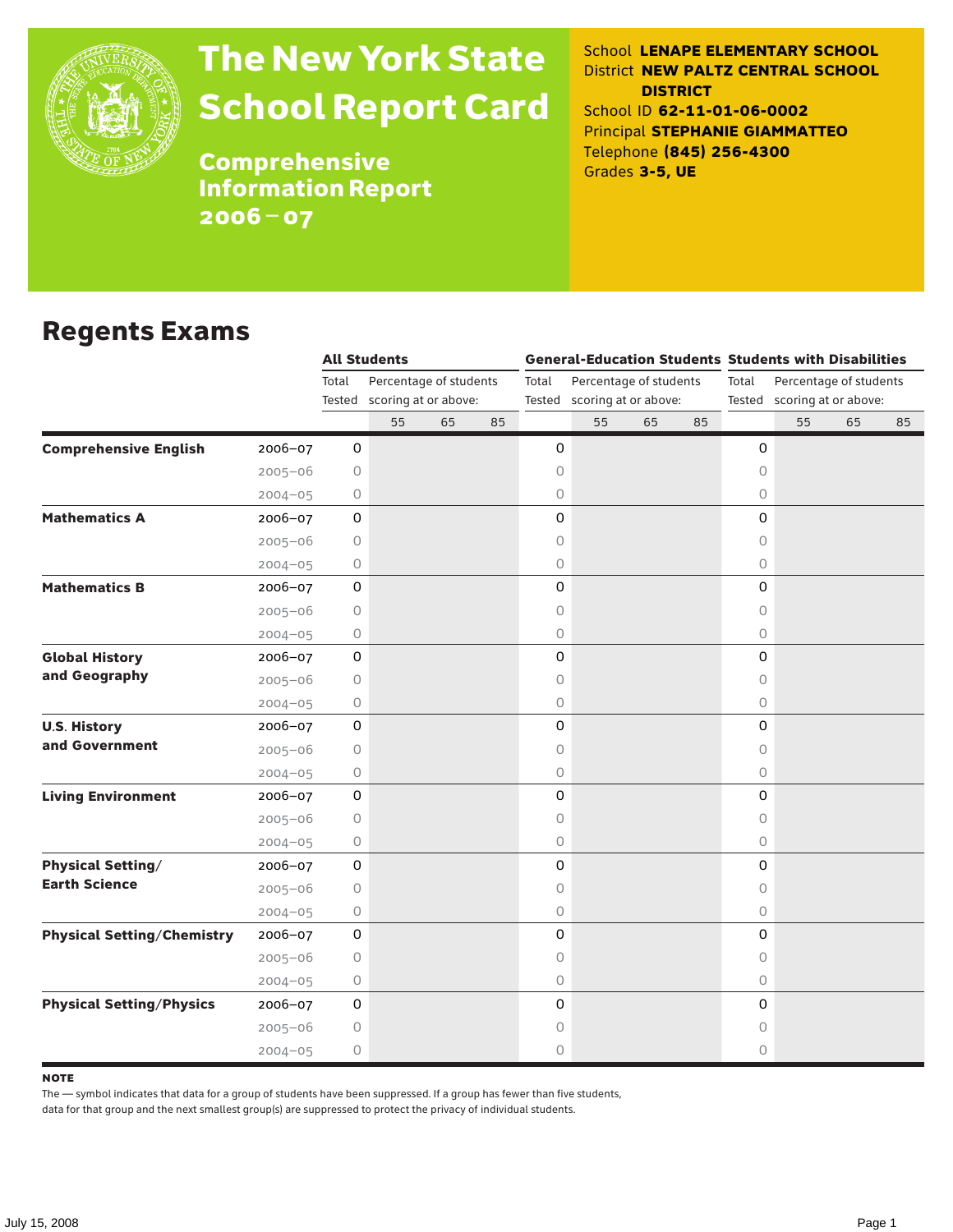# The New York State School Report Card

## Comprehensive Information Report 2006–07

School **LENAPE ELEMENTARY SCHOOL**
District **NEW PALTZ CENTRAL SCHOOL DISTRICT**
School ID **62-11-01-06-0002**
Principal **STEPHANIE GIAMMATTEO**
Telephone **(845) 256-4300**
Grades **3-5, UE**

## Regents Exams

| | | All Students | | | | General-Education Students | | | | Students with Disabilities | | | |
|---|---|---|---|---|---|---|---|---|---|---|---|---|---|
| | | Total Tested | Percentage of students scoring at or above: | | | Total Tested | Percentage of students scoring at or above: | | | Total Tested | Percentage of students scoring at or above: | | |
| | | | 55 | 65 | 85 | | 55 | 65 | 85 | | 55 | 65 | 85 |
| **Comprehensive English** | 2006–07 | 0 | | | | 0 | | | | 0 | | | |
| | 2005–06 | 0 | | | | 0 | | | | 0 | | | |
| | 2004–05 | 0 | | | | 0 | | | | 0 | | | |
| **Mathematics A** | 2006–07 | 0 | | | | 0 | | | | 0 | | | |
| | 2005–06 | 0 | | | | 0 | | | | 0 | | | |
| | 2004–05 | 0 | | | | 0 | | | | 0 | | | |
| **Mathematics B** | 2006–07 | 0 | | | | 0 | | | | 0 | | | |
| | 2005–06 | 0 | | | | 0 | | | | 0 | | | |
| | 2004–05 | 0 | | | | 0 | | | | 0 | | | |
| **Global History and Geography** | 2006–07 | 0 | | | | 0 | | | | 0 | | | |
| | 2005–06 | 0 | | | | 0 | | | | 0 | | | |
| | 2004–05 | 0 | | | | 0 | | | | 0 | | | |
| **U.S. History and Government** | 2006–07 | 0 | | | | 0 | | | | 0 | | | |
| | 2005–06 | 0 | | | | 0 | | | | 0 | | | |
| | 2004–05 | 0 | | | | 0 | | | | 0 | | | |
| **Living Environment** | 2006–07 | 0 | | | | 0 | | | | 0 | | | |
| | 2005–06 | 0 | | | | 0 | | | | 0 | | | |
| | 2004–05 | 0 | | | | 0 | | | | 0 | | | |
| **Physical Setting/ Earth Science** | 2006–07 | 0 | | | | 0 | | | | 0 | | | |
| | 2005–06 | 0 | | | | 0 | | | | 0 | | | |
| | 2004–05 | 0 | | | | 0 | | | | 0 | | | |
| **Physical Setting/Chemistry** | 2006–07 | 0 | | | | 0 | | | | 0 | | | |
| | 2005–06 | 0 | | | | 0 | | | | 0 | | | |
| | 2004–05 | 0 | | | | 0 | | | | 0 | | | |
| **Physical Setting/Physics** | 2006–07 | 0 | | | | 0 | | | | 0 | | | |
| | 2005–06 | 0 | | | | 0 | | | | 0 | | | |
| | 2004–05 | 0 | | | | 0 | | | | 0 | | | |

**NOTE**

The — symbol indicates that data for a group of students have been suppressed. If a group has fewer than five students, data for that group and the next smallest group(s) are suppressed to protect the privacy of individual students.

July 15, 2008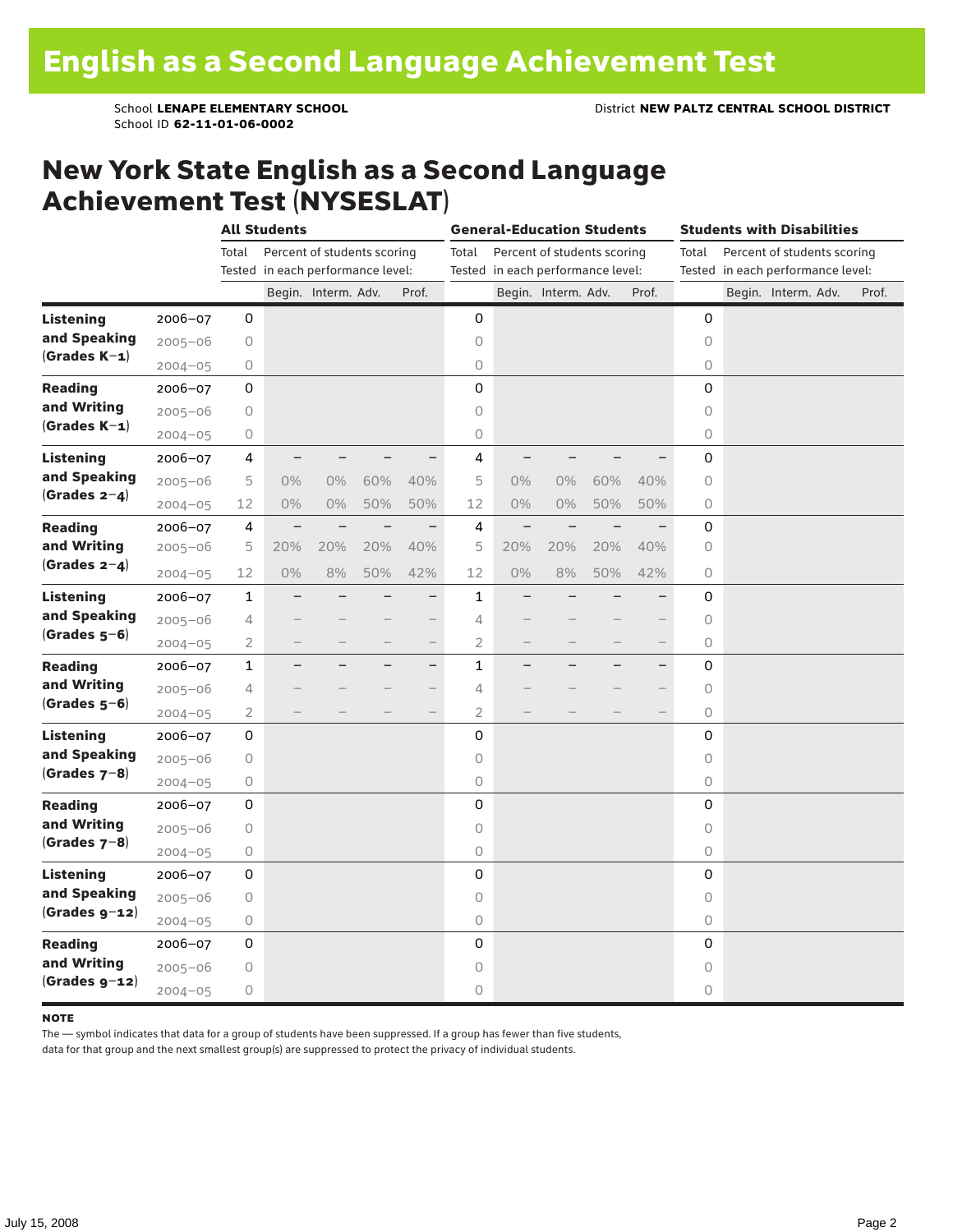// English as a Second Language Achievement Test

School **LENAPE ELEMENTARY SCHOOL**
School ID **62-11-01-06-0002**

District **NEW PALTZ CENTRAL SCHOOL DISTRICT**

## New York State English as a Second Language Achievement Test (NYSESLAT)

| | | All Students | | | | | General-Education Students | | | | | Students with Disabilities | | | | |
|---|---|---|---|---|---|---|---|---|---|---|---|---|---|---|---|---|
| | | Total Tested | Percent of students scoring in each performance level: | | | | Total Tested | Percent of students scoring in each performance level: | | | | Total Tested | Percent of students scoring in each performance level: | | | |
| | | | Begin. | Interm. | Adv. | Prof. | | Begin. | Interm. | Adv. | Prof. | | Begin. | Interm. | Adv. | Prof. |
| **Listening and Speaking (Grades K–1)** | 2006–07 | 0 | | | | | 0 | | | | | 0 | | | | |
| | 2005–06 | 0 | | | | | 0 | | | | | 0 | | | | |
| | 2004–05 | 0 | | | | | 0 | | | | | 0 | | | | |
| **Reading and Writing (Grades K–1)** | 2006–07 | 0 | | | | | 0 | | | | | 0 | | | | |
| | 2005–06 | 0 | | | | | 0 | | | | | 0 | | | | |
| | 2004–05 | 0 | | | | | 0 | | | | | 0 | | | | |
| **Listening and Speaking (Grades 2–4)** | 2006–07 | 4 | – | – | – | – | 4 | – | – | – | – | 0 | | | | |
| | 2005–06 | 5 | 0% | 0% | 60% | 40% | 5 | 0% | 0% | 60% | 40% | 0 | | | | |
| | 2004–05 | 12 | 0% | 0% | 50% | 50% | 12 | 0% | 0% | 50% | 50% | 0 | | | | |
| **Reading and Writing (Grades 2–4)** | 2006–07 | 4 | – | – | – | – | 4 | – | – | – | – | 0 | | | | |
| | 2005–06 | 5 | 20% | 20% | 20% | 40% | 5 | 20% | 20% | 20% | 40% | 0 | | | | |
| | 2004–05 | 12 | 0% | 8% | 50% | 42% | 12 | 0% | 8% | 50% | 42% | 0 | | | | |
| **Listening and Speaking (Grades 5–6)** | 2006–07 | 1 | – | – | – | – | 1 | – | – | – | – | 0 | | | | |
| | 2005–06 | 4 | – | – | – | – | 4 | – | – | – | – | 0 | | | | |
| | 2004–05 | 2 | – | – | – | – | 2 | – | – | – | – | 0 | | | | |
| **Reading and Writing (Grades 5–6)** | 2006–07 | 1 | – | – | – | – | 1 | – | – | – | – | 0 | | | | |
| | 2005–06 | 4 | – | – | – | – | 4 | – | – | – | – | 0 | | | | |
| | 2004–05 | 2 | – | – | – | – | 2 | – | – | – | – | 0 | | | | |
| **Listening and Speaking (Grades 7–8)** | 2006–07 | 0 | | | | | 0 | | | | | 0 | | | | |
| | 2005–06 | 0 | | | | | 0 | | | | | 0 | | | | |
| | 2004–05 | 0 | | | | | 0 | | | | | 0 | | | | |
| **Reading and Writing (Grades 7–8)** | 2006–07 | 0 | | | | | 0 | | | | | 0 | | | | |
| | 2005–06 | 0 | | | | | 0 | | | | | 0 | | | | |
| | 2004–05 | 0 | | | | | 0 | | | | | 0 | | | | |
| **Listening and Speaking (Grades 9–12)** | 2006–07 | 0 | | | | | 0 | | | | | 0 | | | | |
| | 2005–06 | 0 | | | | | 0 | | | | | 0 | | | | |
| | 2004–05 | 0 | | | | | 0 | | | | | 0 | | | | |
| **Reading and Writing (Grades 9–12)** | 2006–07 | 0 | | | | | 0 | | | | | 0 | | | | |
| | 2005–06 | 0 | | | | | 0 | | | | | 0 | | | | |
| | 2004–05 | 0 | | | | | 0 | | | | | 0 | | | | |

**NOTE**
The — symbol indicates that data for a group of students have been suppressed. If a group has fewer than five students, data for that group and the next smallest group(s) are suppressed to protect the privacy of individual students.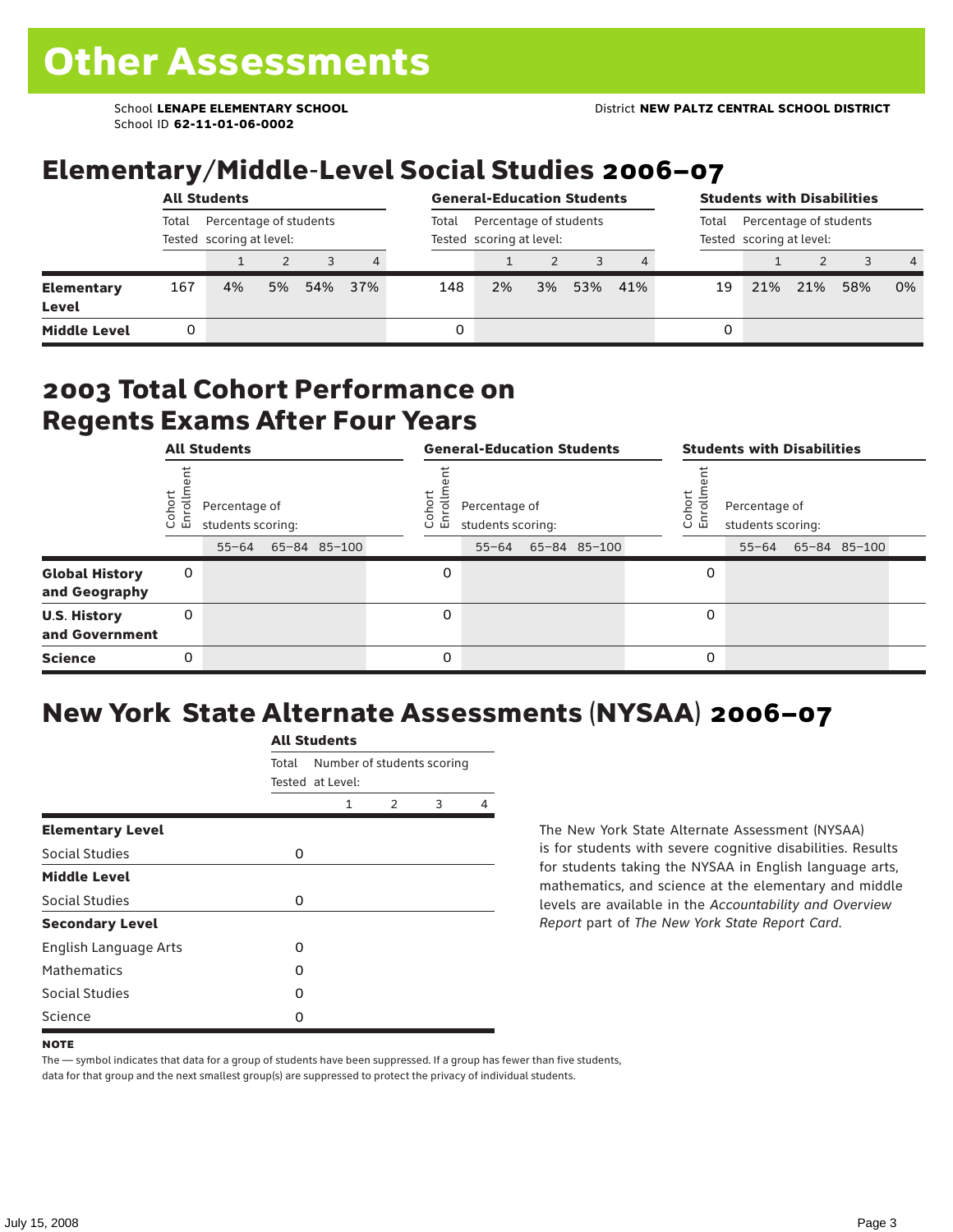# Other Assessments

School **LENAPE ELEMENTARY SCHOOL**
School ID **62-11-01-06-0002**

District **NEW PALTZ CENTRAL SCHOOL DISTRICT**

## Elementary/Middle-Level Social Studies 2006–07

| | All Students | | | | | General-Education Students | | | | | Students with Disabilities | | | | |
|---|---|---|---|---|---|---|---|---|---|---|---|---|---|---|---|
| | Total Tested | Percentage of students scoring at level: | | | | Total Tested | Percentage of students scoring at level: | | | | Total Tested | Percentage of students scoring at level: | | | |
| | | 1 | 2 | 3 | 4 | | 1 | 2 | 3 | 4 | | 1 | 2 | 3 | 4 |
| **Elementary Level** | 167 | 4% | 5% | 54% | 37% | 148 | 2% | 3% | 53% | 41% | 19 | 21% | 21% | 58% | 0% |
| **Middle Level** | 0 | | | | | 0 | | | | | 0 | | | | |

## 2003 Total Cohort Performance on Regents Exams After Four Years

| | All Students | | | | General-Education Students | | | | Students with Disabilities | | | |
|---|---|---|---|---|---|---|---|---|---|---|---|---|
| | Cohort Enrollment | Percentage of students scoring: | | | Cohort Enrollment | Percentage of students scoring: | | | Cohort Enrollment | Percentage of students scoring: | | |
| | | 55–64 | 65–84 | 85–100 | | 55–64 | 65–84 | 85–100 | | 55–64 | 65–84 | 85–100 |
| **Global History and Geography** | 0 | | | | 0 | | | | 0 | | | |
| **U.S. History and Government** | 0 | | | | 0 | | | | 0 | | | |
| **Science** | 0 | | | | 0 | | | | 0 | | | |

## New York State Alternate Assessments (NYSAA) 2006–07

| | All Students | | | | |
|---|---|---|---|---|---|
| | Total Tested | Number of students scoring at Level: | | | |
| | | 1 | 2 | 3 | 4 |
| **Elementary Level** | | | | | |
| Social Studies | 0 | | | | |
| **Middle Level** | | | | | |
| Social Studies | 0 | | | | |
| **Secondary Level** | | | | | |
| English Language Arts | 0 | | | | |
| Mathematics | 0 | | | | |
| Social Studies | 0 | | | | |
| Science | 0 | | | | |

The New York State Alternate Assessment (NYSAA) is for students with severe cognitive disabilities. Results for students taking the NYSAA in English language arts, mathematics, and science at the elementary and middle levels are available in the *Accountability and Overview Report* part of *The New York State Report Card*.

**NOTE**

The — symbol indicates that data for a group of students have been suppressed. If a group has fewer than five students, data for that group and the next smallest group(s) are suppressed to protect the privacy of individual students.

July 15, 2008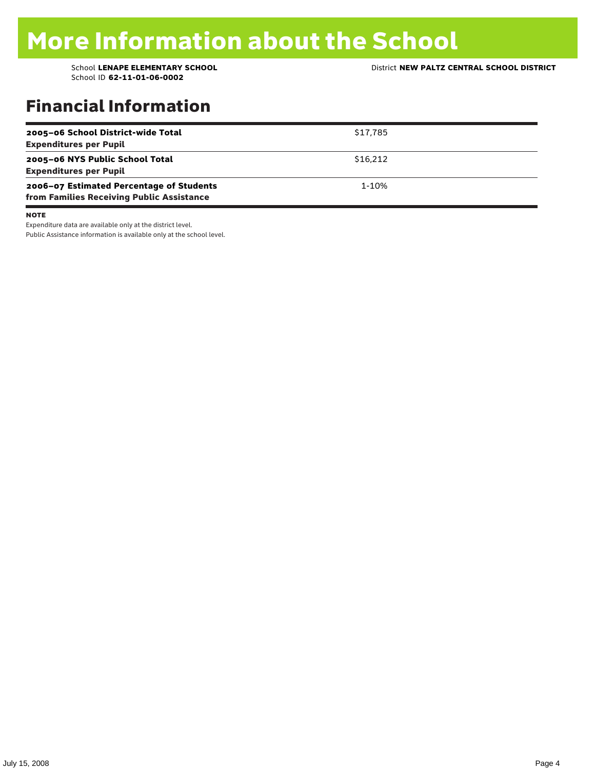# More Information about the School

School **LENAPE ELEMENTARY SCHOOL**
School ID **62-11-01-06-0002**

District **NEW PALTZ CENTRAL SCHOOL DISTRICT**

## Financial Information

| | |
|---|---|
| **2005–06 School District-wide Total Expenditures per Pupil** | $17,785 |
| **2005–06 NYS Public School Total Expenditures per Pupil** | $16,212 |
| **2006–07 Estimated Percentage of Students from Families Receiving Public Assistance** | 1-10% |

**NOTE**

Expenditure data are available only at the district level.

Public Assistance information is available only at the school level.